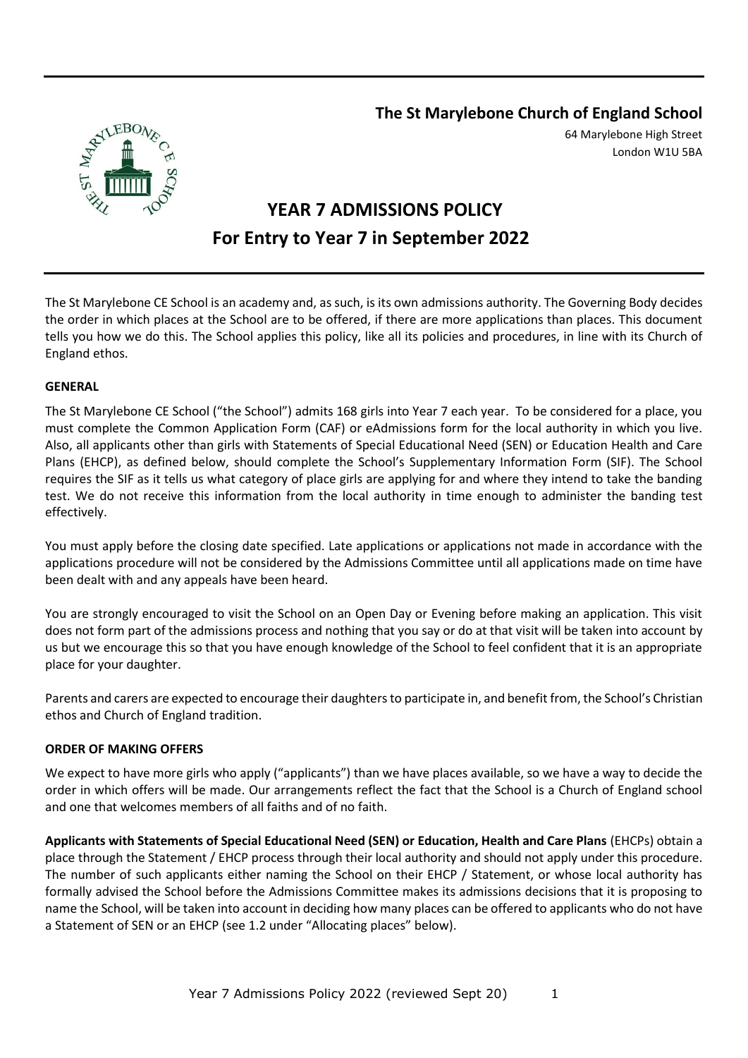**The St Marylebone Church of England School**

64 Marylebone High Street
London W1U 5BA

# YEAR 7 ADMISSIONS POLICY
# For Entry to Year 7 in September 2022

The St Marylebone CE School is an academy and, as such, is its own admissions authority. The Governing Body decides the order in which places at the School are to be offered, if there are more applications than places. This document tells you how we do this. The School applies this policy, like all its policies and procedures, in line with its Church of England ethos.

## GENERAL

The St Marylebone CE School ("the School") admits 168 girls into Year 7 each year. To be considered for a place, you must complete the Common Application Form (CAF) or eAdmissions form for the local authority in which you live. Also, all applicants other than girls with Statements of Special Educational Need (SEN) or Education Health and Care Plans (EHCP), as defined below, should complete the School's Supplementary Information Form (SIF). The School requires the SIF as it tells us what category of place girls are applying for and where they intend to take the banding test. We do not receive this information from the local authority in time enough to administer the banding test effectively.

You must apply before the closing date specified. Late applications or applications not made in accordance with the applications procedure will not be considered by the Admissions Committee until all applications made on time have been dealt with and any appeals have been heard.

You are strongly encouraged to visit the School on an Open Day or Evening before making an application. This visit does not form part of the admissions process and nothing that you say or do at that visit will be taken into account by us but we encourage this so that you have enough knowledge of the School to feel confident that it is an appropriate place for your daughter.

Parents and carers are expected to encourage their daughters to participate in, and benefit from, the School's Christian ethos and Church of England tradition.

## ORDER OF MAKING OFFERS

We expect to have more girls who apply ("applicants") than we have places available, so we have a way to decide the order in which offers will be made. Our arrangements reflect the fact that the School is a Church of England school and one that welcomes members of all faiths and of no faith.

**Applicants with Statements of Special Educational Need (SEN) or Education, Health and Care Plans** (EHCPs) obtain a place through the Statement / EHCP process through their local authority and should not apply under this procedure. The number of such applicants either naming the School on their EHCP / Statement, or whose local authority has formally advised the School before the Admissions Committee makes its admissions decisions that it is proposing to name the School, will be taken into account in deciding how many places can be offered to applicants who do not have a Statement of SEN or an EHCP (see 1.2 under "Allocating places" below).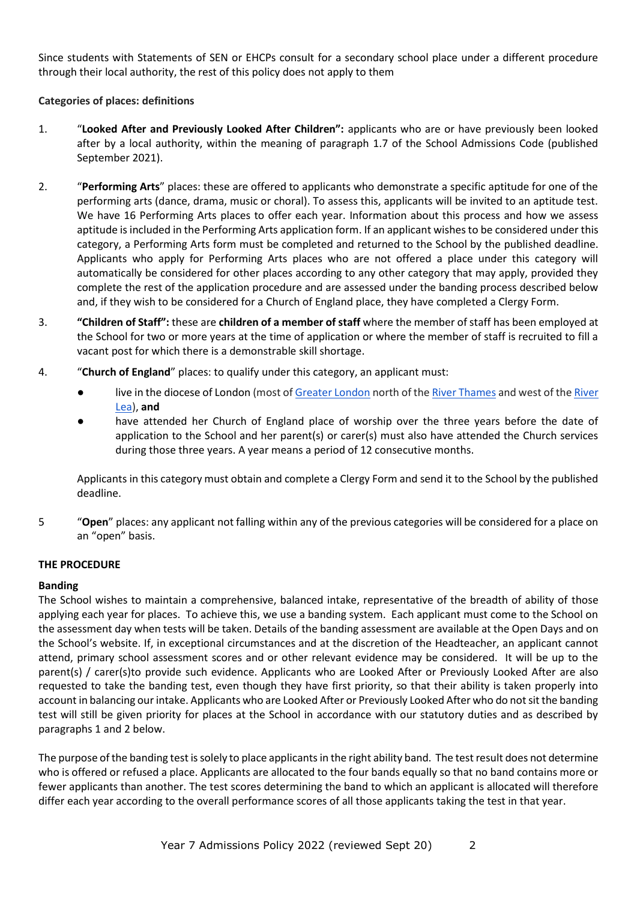Since students with Statements of SEN or EHCPs consult for a secondary school place under a different procedure through their local authority, the rest of this policy does not apply to them

**Categories of places: definitions**

1. "**Looked After and Previously Looked After Children":** applicants who are or have previously been looked after by a local authority, within the meaning of paragraph 1.7 of the School Admissions Code (published September 2021).

2. "**Performing Arts**" places: these are offered to applicants who demonstrate a specific aptitude for one of the performing arts (dance, drama, music or choral). To assess this, applicants will be invited to an aptitude test. We have 16 Performing Arts places to offer each year. Information about this process and how we assess aptitude is included in the Performing Arts application form. If an applicant wishes to be considered under this category, a Performing Arts form must be completed and returned to the School by the published deadline. Applicants who apply for Performing Arts places who are not offered a place under this category will automatically be considered for other places according to any other category that may apply, provided they complete the rest of the application procedure and are assessed under the banding process described below and, if they wish to be considered for a Church of England place, they have completed a Clergy Form.

3. **"Children of Staff":** these are **children of a member of staff** where the member of staff has been employed at the School for two or more years at the time of application or where the member of staff is recruited to fill a vacant post for which there is a demonstrable skill shortage.

4. "**Church of England**" places: to qualify under this category, an applicant must:

   - live in the diocese of London (most of Greater London north of the River Thames and west of the River Lea), **and**
   - have attended her Church of England place of worship over the three years before the date of application to the School and her parent(s) or carer(s) must also have attended the Church services during those three years. A year means a period of 12 consecutive months.

   Applicants in this category must obtain and complete a Clergy Form and send it to the School by the published deadline.

5. "**Open**" places: any applicant not falling within any of the previous categories will be considered for a place on an "open" basis.

**THE PROCEDURE**

**Banding**

The School wishes to maintain a comprehensive, balanced intake, representative of the breadth of ability of those applying each year for places. To achieve this, we use a banding system. Each applicant must come to the School on the assessment day when tests will be taken. Details of the banding assessment are available at the Open Days and on the School's website. If, in exceptional circumstances and at the discretion of the Headteacher, an applicant cannot attend, primary school assessment scores and or other relevant evidence may be considered. It will be up to the parent(s) / carer(s)to provide such evidence. Applicants who are Looked After or Previously Looked After are also requested to take the banding test, even though they have first priority, so that their ability is taken properly into account in balancing our intake. Applicants who are Looked After or Previously Looked After who do not sit the banding test will still be given priority for places at the School in accordance with our statutory duties and as described by paragraphs 1 and 2 below.

The purpose of the banding test is solely to place applicants in the right ability band. The test result does not determine who is offered or refused a place. Applicants are allocated to the four bands equally so that no band contains more or fewer applicants than another. The test scores determining the band to which an applicant is allocated will therefore differ each year according to the overall performance scores of all those applicants taking the test in that year.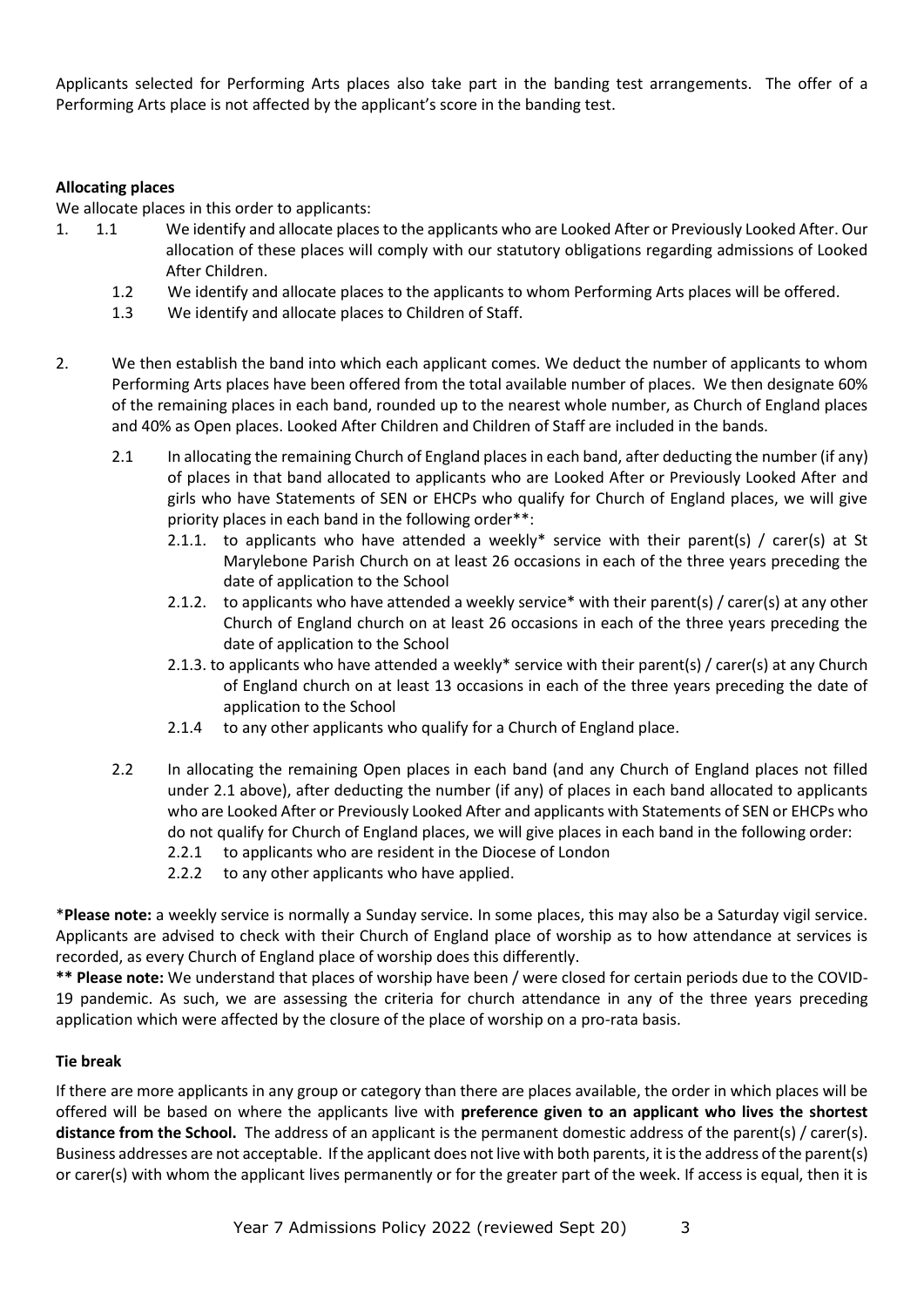Applicants selected for Performing Arts places also take part in the banding test arrangements. The offer of a Performing Arts place is not affected by the applicant's score in the banding test.

**Allocating places**

We allocate places in this order to applicants:

1. 1.1 We identify and allocate places to the applicants who are Looked After or Previously Looked After. Our allocation of these places will comply with our statutory obligations regarding admissions of Looked After Children.

   1.2 We identify and allocate places to the applicants to whom Performing Arts places will be offered.

   1.3 We identify and allocate places to Children of Staff.

2. We then establish the band into which each applicant comes. We deduct the number of applicants to whom Performing Arts places have been offered from the total available number of places. We then designate 60% of the remaining places in each band, rounded up to the nearest whole number, as Church of England places and 40% as Open places. Looked After Children and Children of Staff are included in the bands.

   2.1 In allocating the remaining Church of England places in each band, after deducting the number (if any) of places in that band allocated to applicants who are Looked After or Previously Looked After and girls who have Statements of SEN or EHCPs who qualify for Church of England places, we will give priority places in each band in the following order**:

   - 2.1.1. to applicants who have attended a weekly* service with their parent(s) / carer(s) at St Marylebone Parish Church on at least 26 occasions in each of the three years preceding the date of application to the School
   - 2.1.2. to applicants who have attended a weekly service* with their parent(s) / carer(s) at any other Church of England church on at least 26 occasions in each of the three years preceding the date of application to the School
   - 2.1.3. to applicants who have attended a weekly* service with their parent(s) / carer(s) at any Church of England church on at least 13 occasions in each of the three years preceding the date of application to the School
   - 2.1.4 to any other applicants who qualify for a Church of England place.

   2.2 In allocating the remaining Open places in each band (and any Church of England places not filled under 2.1 above), after deducting the number (if any) of places in each band allocated to applicants who are Looked After or Previously Looked After and applicants with Statements of SEN or EHCPs who do not qualify for Church of England places, we will give places in each band in the following order:

   - 2.2.1 to applicants who are resident in the Diocese of London
   - 2.2.2 to any other applicants who have applied.

***Please note:** a weekly service is normally a Sunday service. In some places, this may also be a Saturday vigil service. Applicants are advised to check with their Church of England place of worship as to how attendance at services is recorded, as every Church of England place of worship does this differently.

**** Please note:** We understand that places of worship have been / were closed for certain periods due to the COVID-19 pandemic. As such, we are assessing the criteria for church attendance in any of the three years preceding application which were affected by the closure of the place of worship on a pro-rata basis.

**Tie break**

If there are more applicants in any group or category than there are places available, the order in which places will be offered will be based on where the applicants live with **preference given to an applicant who lives the shortest distance from the School.** The address of an applicant is the permanent domestic address of the parent(s) / carer(s). Business addresses are not acceptable. If the applicant does not live with both parents, it is the address of the parent(s) or carer(s) with whom the applicant lives permanently or for the greater part of the week. If access is equal, then it is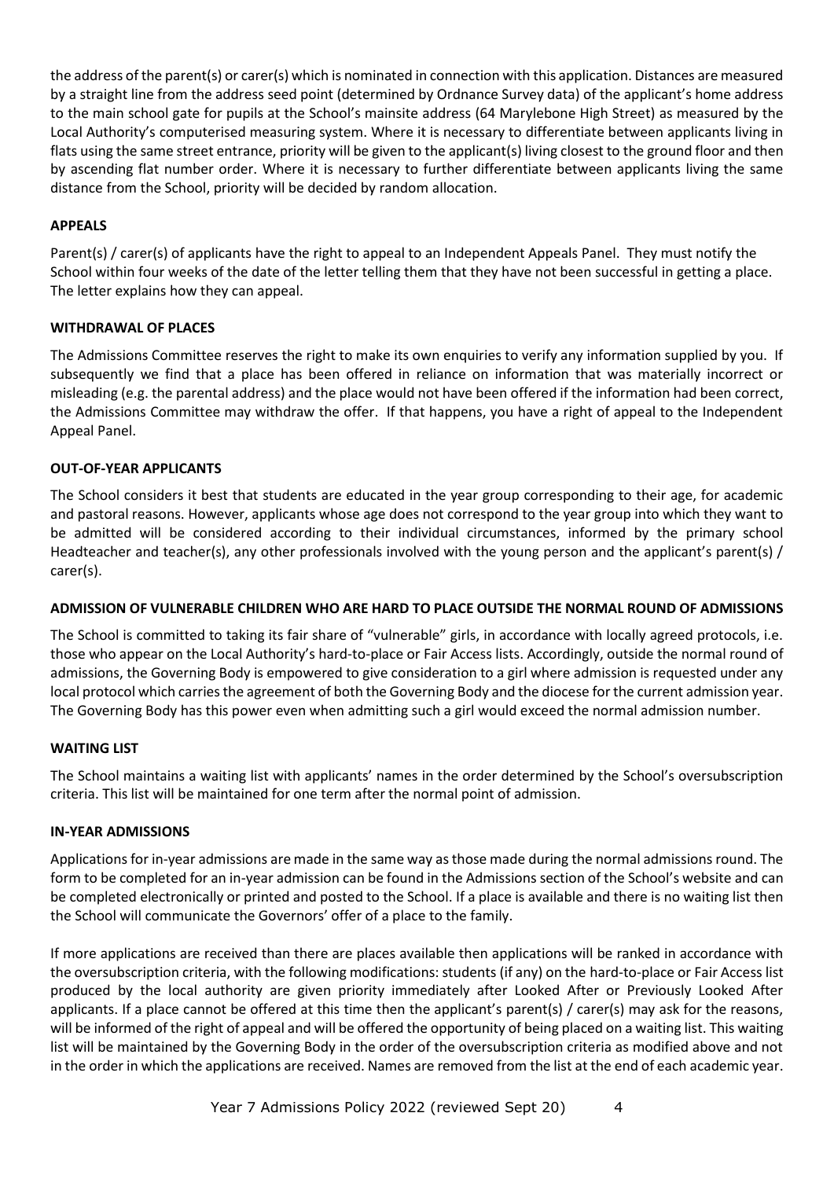the address of the parent(s) or carer(s) which is nominated in connection with this application. Distances are measured by a straight line from the address seed point (determined by Ordnance Survey data) of the applicant's home address to the main school gate for pupils at the School's mainsite address (64 Marylebone High Street) as measured by the Local Authority's computerised measuring system. Where it is necessary to differentiate between applicants living in flats using the same street entrance, priority will be given to the applicant(s) living closest to the ground floor and then by ascending flat number order. Where it is necessary to further differentiate between applicants living the same distance from the School, priority will be decided by random allocation.

**APPEALS**

Parent(s) / carer(s) of applicants have the right to appeal to an Independent Appeals Panel. They must notify the School within four weeks of the date of the letter telling them that they have not been successful in getting a place. The letter explains how they can appeal.

**WITHDRAWAL OF PLACES**

The Admissions Committee reserves the right to make its own enquiries to verify any information supplied by you. If subsequently we find that a place has been offered in reliance on information that was materially incorrect or misleading (e.g. the parental address) and the place would not have been offered if the information had been correct, the Admissions Committee may withdraw the offer. If that happens, you have a right of appeal to the Independent Appeal Panel.

**OUT-OF-YEAR APPLICANTS**

The School considers it best that students are educated in the year group corresponding to their age, for academic and pastoral reasons. However, applicants whose age does not correspond to the year group into which they want to be admitted will be considered according to their individual circumstances, informed by the primary school Headteacher and teacher(s), any other professionals involved with the young person and the applicant's parent(s) / carer(s).

**ADMISSION OF VULNERABLE CHILDREN WHO ARE HARD TO PLACE OUTSIDE THE NORMAL ROUND OF ADMISSIONS**

The School is committed to taking its fair share of "vulnerable" girls, in accordance with locally agreed protocols, i.e. those who appear on the Local Authority's hard-to-place or Fair Access lists. Accordingly, outside the normal round of admissions, the Governing Body is empowered to give consideration to a girl where admission is requested under any local protocol which carries the agreement of both the Governing Body and the diocese for the current admission year. The Governing Body has this power even when admitting such a girl would exceed the normal admission number.

**WAITING LIST**

The School maintains a waiting list with applicants' names in the order determined by the School's oversubscription criteria. This list will be maintained for one term after the normal point of admission.

**IN-YEAR ADMISSIONS**

Applications for in-year admissions are made in the same way as those made during the normal admissions round. The form to be completed for an in-year admission can be found in the Admissions section of the School's website and can be completed electronically or printed and posted to the School. If a place is available and there is no waiting list then the School will communicate the Governors' offer of a place to the family.

If more applications are received than there are places available then applications will be ranked in accordance with the oversubscription criteria, with the following modifications: students (if any) on the hard-to-place or Fair Access list produced by the local authority are given priority immediately after Looked After or Previously Looked After applicants. If a place cannot be offered at this time then the applicant's parent(s) / carer(s) may ask for the reasons, will be informed of the right of appeal and will be offered the opportunity of being placed on a waiting list. This waiting list will be maintained by the Governing Body in the order of the oversubscription criteria as modified above and not in the order in which the applications are received. Names are removed from the list at the end of each academic year.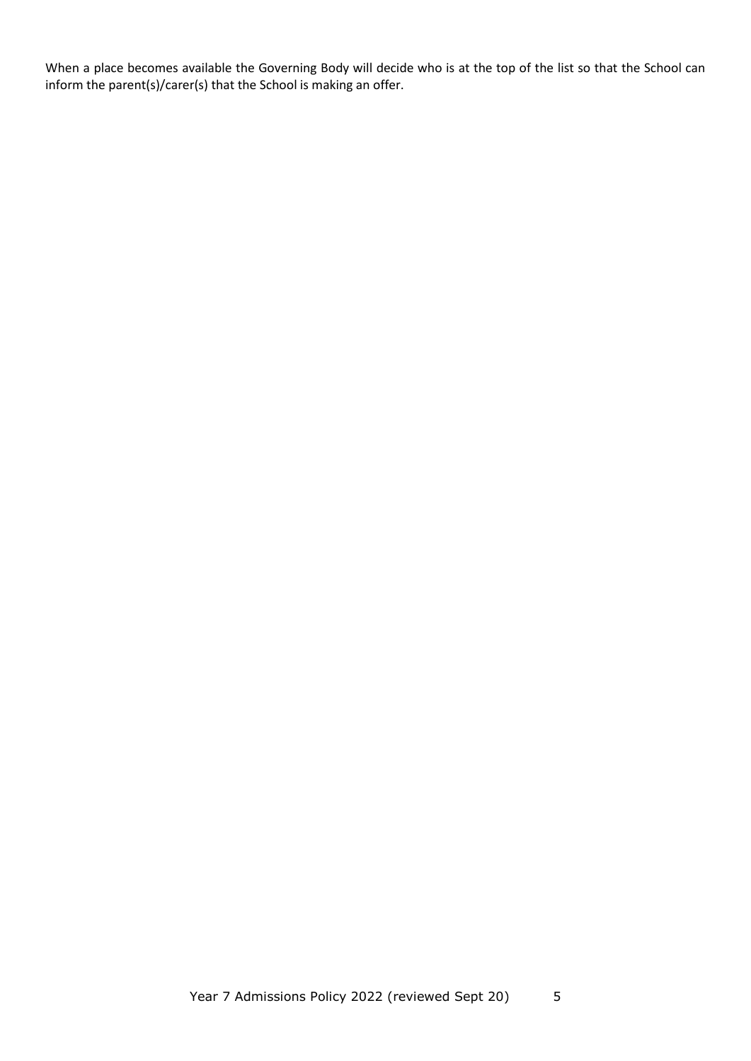When a place becomes available the Governing Body will decide who is at the top of the list so that the School can inform the parent(s)/carer(s) that the School is making an offer.